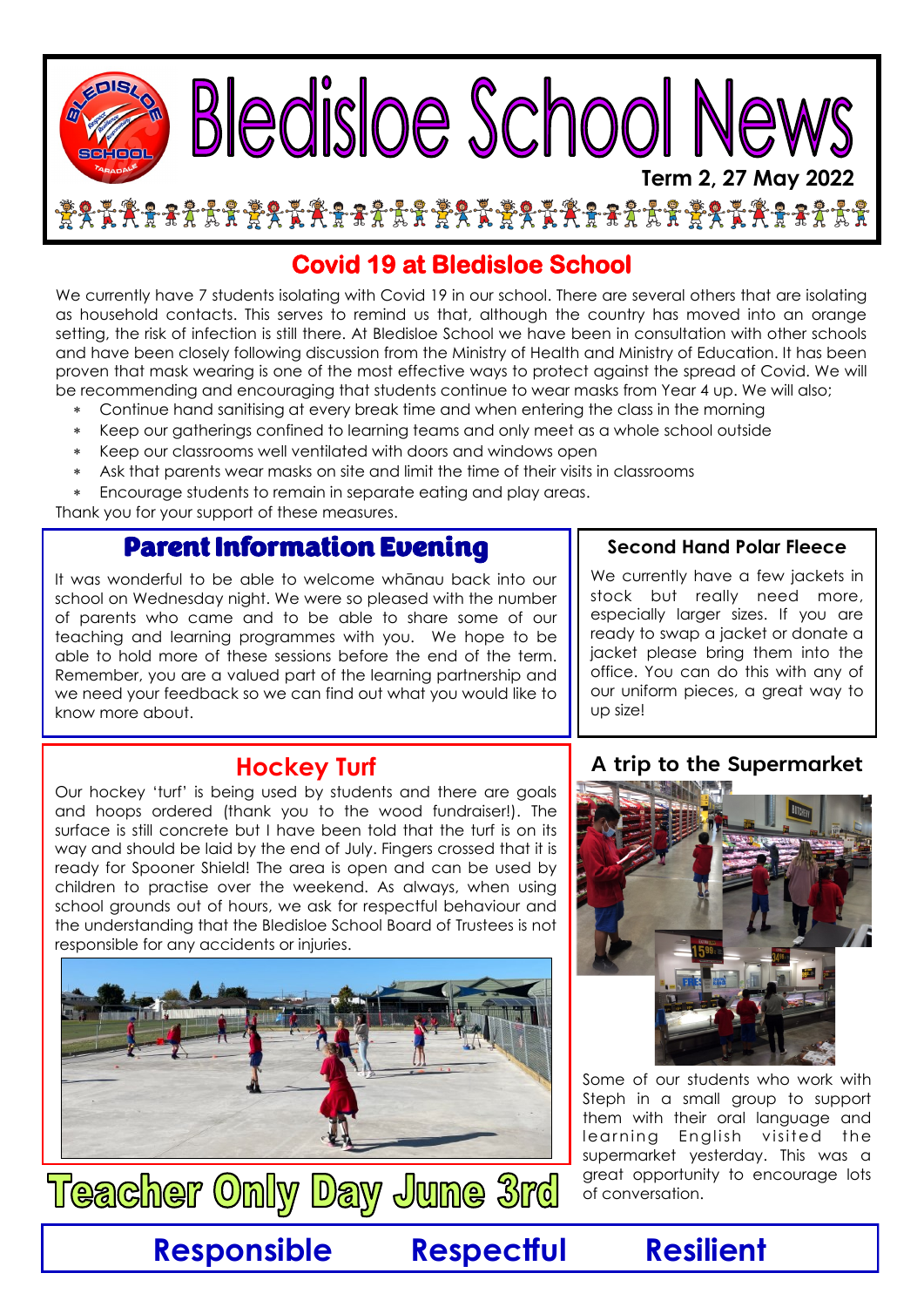# Bledisloe School News

**Term 2, 27 May 2022**

## Covid 19 at Bledisloe School

We currently have 7 students isolating with Covid 19 in our school. There are several others that are isolating as household contacts. This serves to remind us that, although the country has moved into an orange setting, the risk of infection is still there. At Bledisloe School we have been in consultation with other schools and have been closely following discussion from the Ministry of Health and Ministry of Education. It has been proven that mask wearing is one of the most effective ways to protect against the spread of Covid. We will be recommending and encouraging that students continue to wear masks from Year 4 up. We will also;

- Continue hand sanitising at every break time and when entering the class in the morning
- Keep our gatherings confined to learning teams and only meet as a whole school outside
- Keep our classrooms well ventilated with doors and windows open
- Ask that parents wear masks on site and limit the time of their visits in classrooms
- Encourage students to remain in separate eating and play areas.

Thank you for your support of these measures.

## Parent Information Evening

It was wonderful to be able to welcome whānau back into our school on Wednesday night. We were so pleased with the number of parents who came and to be able to share some of our teaching and learning programmes with you. We hope to be able to hold more of these sessions before the end of the term. Remember, you are a valued part of the learning partnership and we need your feedback so we can find out what you would like to know more about.

### Second Hand Polar Fleece

We currently have a few jackets in stock but really need more, especially larger sizes. If you are ready to swap a jacket or donate a jacket please bring them into the office. You can do this with any of our uniform pieces, a great way to up size!

## Hockey Turf

Our hockey 'turf' is being used by students and there are goals and hoops ordered (thank you to the wood fundraiser!). The surface is still concrete but I have been told that the turf is on its way and should be laid by the end of July. Fingers crossed that it is ready for Spooner Shield! The area is open and can be used by children to practise over the weekend. As always, when using school grounds out of hours, we ask for respectful behaviour and the understanding that the Bledisloe School Board of Trustees is not responsible for any accidents or injuries.

### A trip to the Supermarket

Some of our students who work with Steph in a small group to support them with their oral language and learning English visited the supermarket yesterday. This was a great opportunity to encourage lots of conversation.

## Teacher Only Day June 3rd

**Responsible Respectful Resilient**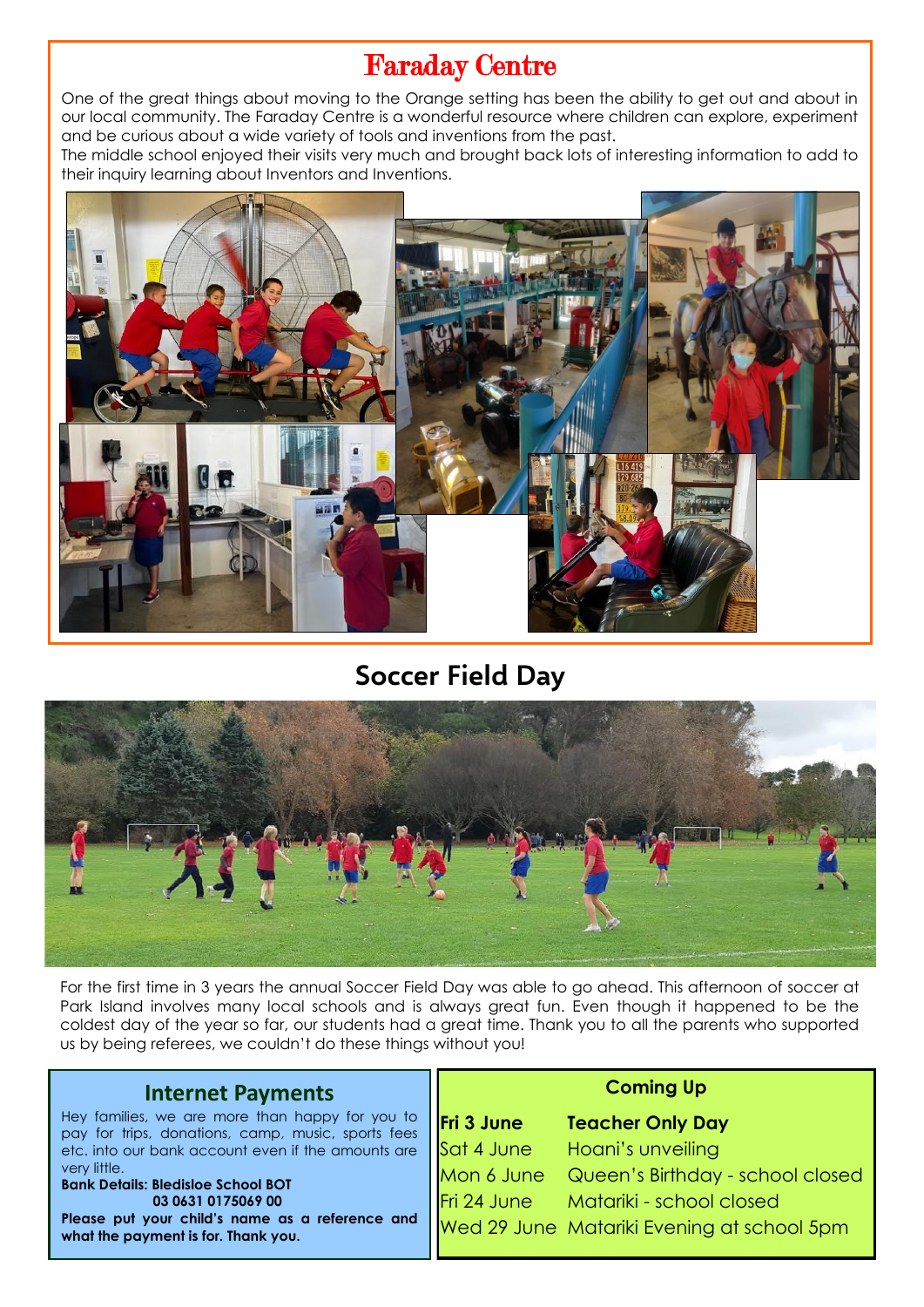# Faraday Centre

One of the great things about moving to the Orange setting has been the ability to get out and about in our local community. The Faraday Centre is a wonderful resource where children can explore, experiment and be curious about a wide variety of tools and inventions from the past.
The middle school enjoyed their visits very much and brought back lots of interesting information to add to their inquiry learning about Inventors and Inventions.

# Soccer Field Day

For the first time in 3 years the annual Soccer Field Day was able to go ahead. This afternoon of soccer at Park Island involves many local schools and is always great fun. Even though it happened to be the coldest day of the year so far, our students had a great time. Thank you to all the parents who supported us by being referees, we couldn't do these things without you!

## Internet Payments

Hey families, we are more than happy for you to pay for trips, donations, camp, music, sports fees etc. into our bank account even if the amounts are very little.

**Bank Details: Bledisloe School BOT**
**03 0631 0175069 00**
**Please put your child's name as a reference and what the payment is for. Thank you.**

## Coming Up

| | |
|---|---|
| **Fri 3 June** | **Teacher Only Day** |
| Sat 4 June | Hoani's unveiling |
| Mon 6 June | Queen's Birthday - school closed |
| Fri 24 June | Matariki - school closed |
| Wed 29 June | Matariki Evening at school 5pm |